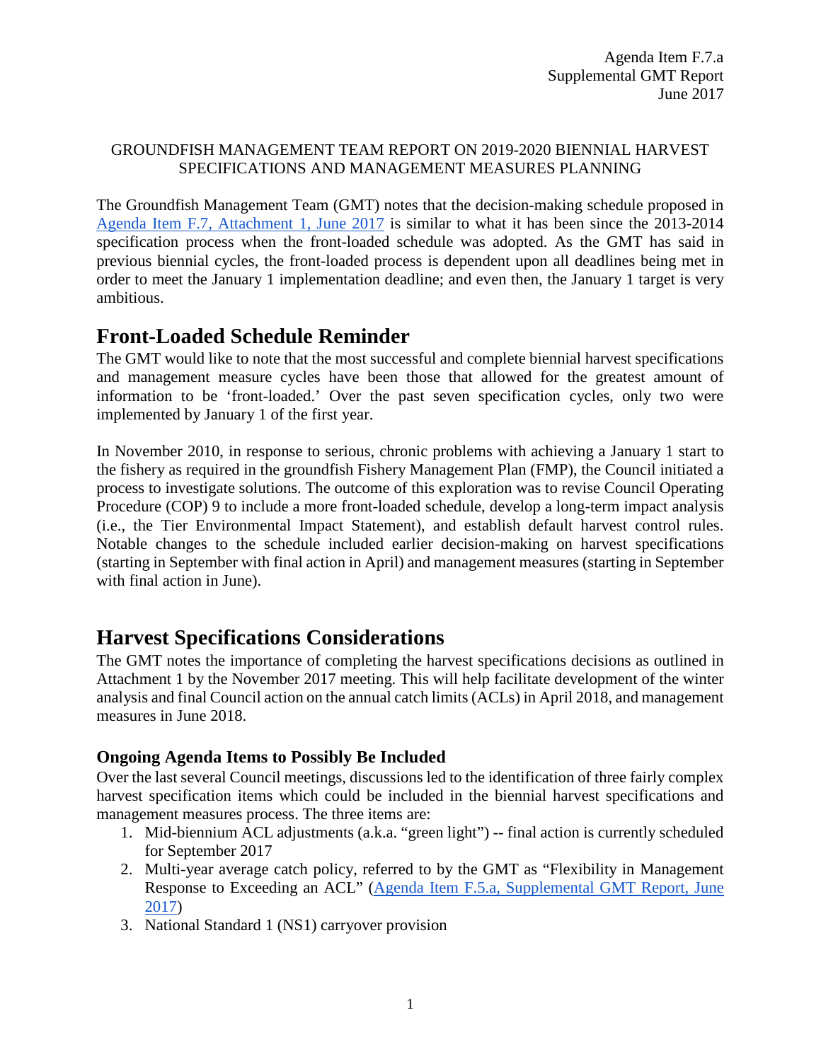Agenda Item F.7.a
Supplemental GMT Report
June 2017

GROUNDFISH MANAGEMENT TEAM REPORT ON 2019-2020 BIENNIAL HARVEST SPECIFICATIONS AND MANAGEMENT MEASURES PLANNING

The Groundfish Management Team (GMT) notes that the decision-making schedule proposed in [Agenda Item F.7, Attachment 1, June 2017](#) is similar to what it has been since the 2013-2014 specification process when the front-loaded schedule was adopted. As the GMT has said in previous biennial cycles, the front-loaded process is dependent upon all deadlines being met in order to meet the January 1 implementation deadline; and even then, the January 1 target is very ambitious.

# Front-Loaded Schedule Reminder

The GMT would like to note that the most successful and complete biennial harvest specifications and management measure cycles have been those that allowed for the greatest amount of information to be 'front-loaded.' Over the past seven specification cycles, only two were implemented by January 1 of the first year.

In November 2010, in response to serious, chronic problems with achieving a January 1 start to the fishery as required in the groundfish Fishery Management Plan (FMP), the Council initiated a process to investigate solutions. The outcome of this exploration was to revise Council Operating Procedure (COP) 9 to include a more front-loaded schedule, develop a long-term impact analysis (i.e., the Tier Environmental Impact Statement), and establish default harvest control rules. Notable changes to the schedule included earlier decision-making on harvest specifications (starting in September with final action in April) and management measures (starting in September with final action in June).

# Harvest Specifications Considerations

The GMT notes the importance of completing the harvest specifications decisions as outlined in Attachment 1 by the November 2017 meeting. This will help facilitate development of the winter analysis and final Council action on the annual catch limits (ACLs) in April 2018, and management measures in June 2018.

## Ongoing Agenda Items to Possibly Be Included

Over the last several Council meetings, discussions led to the identification of three fairly complex harvest specification items which could be included in the biennial harvest specifications and management measures process. The three items are:

1. Mid-biennium ACL adjustments (a.k.a. "green light") -- final action is currently scheduled for September 2017
2. Multi-year average catch policy, referred to by the GMT as "Flexibility in Management Response to Exceeding an ACL" ([Agenda Item F.5.a, Supplemental GMT Report, June 2017](#))
3. National Standard 1 (NS1) carryover provision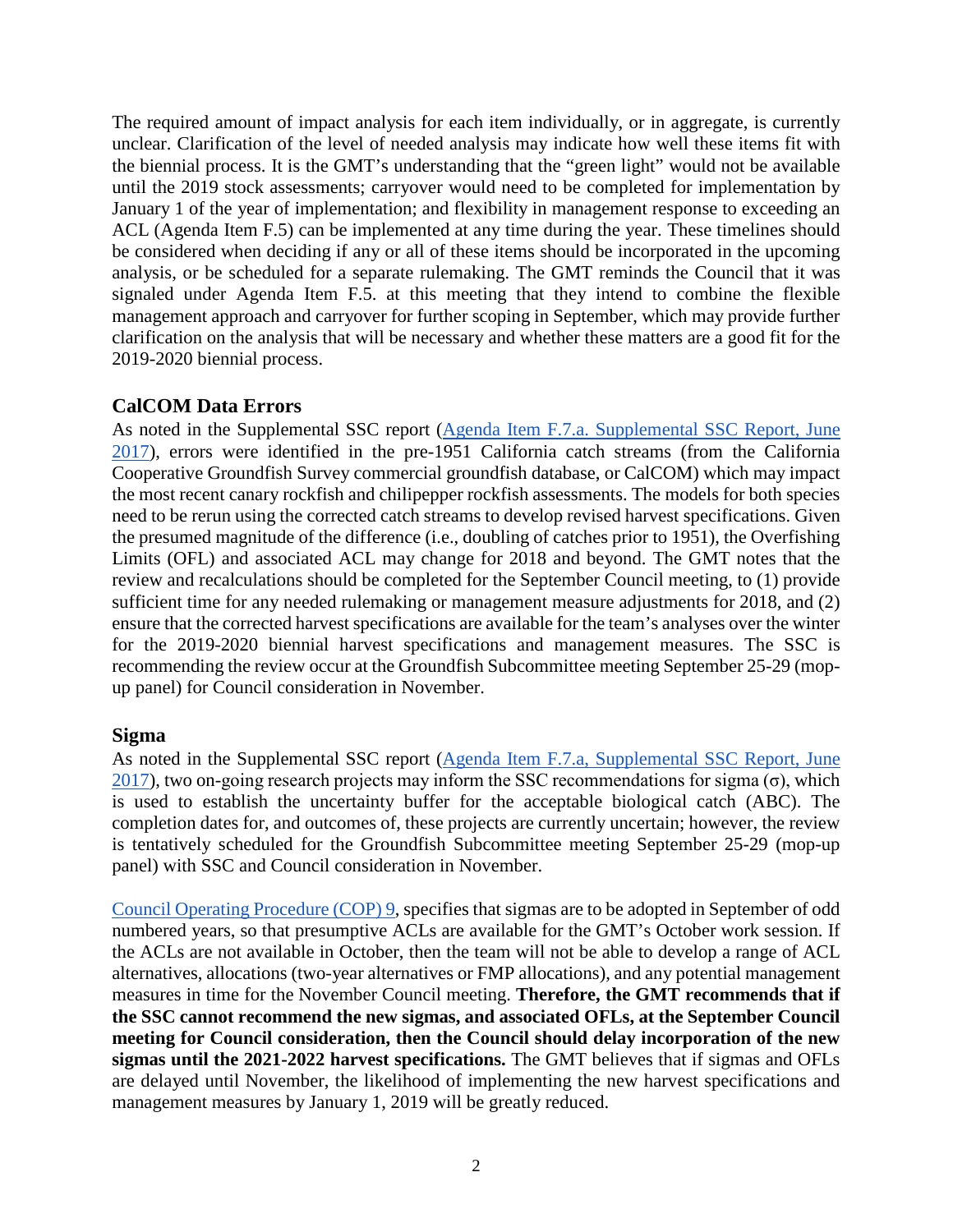The required amount of impact analysis for each item individually, or in aggregate, is currently unclear. Clarification of the level of needed analysis may indicate how well these items fit with the biennial process. It is the GMT's understanding that the "green light" would not be available until the 2019 stock assessments; carryover would need to be completed for implementation by January 1 of the year of implementation; and flexibility in management response to exceeding an ACL (Agenda Item F.5) can be implemented at any time during the year. These timelines should be considered when deciding if any or all of these items should be incorporated in the upcoming analysis, or be scheduled for a separate rulemaking. The GMT reminds the Council that it was signaled under Agenda Item F.5. at this meeting that they intend to combine the flexible management approach and carryover for further scoping in September, which may provide further clarification on the analysis that will be necessary and whether these matters are a good fit for the 2019-2020 biennial process.

## CalCOM Data Errors

As noted in the Supplemental SSC report (Agenda Item F.7.a. Supplemental SSC Report, June 2017), errors were identified in the pre-1951 California catch streams (from the California Cooperative Groundfish Survey commercial groundfish database, or CalCOM) which may impact the most recent canary rockfish and chilipepper rockfish assessments. The models for both species need to be rerun using the corrected catch streams to develop revised harvest specifications. Given the presumed magnitude of the difference (i.e., doubling of catches prior to 1951), the Overfishing Limits (OFL) and associated ACL may change for 2018 and beyond. The GMT notes that the review and recalculations should be completed for the September Council meeting, to (1) provide sufficient time for any needed rulemaking or management measure adjustments for 2018, and (2) ensure that the corrected harvest specifications are available for the team's analyses over the winter for the 2019-2020 biennial harvest specifications and management measures. The SSC is recommending the review occur at the Groundfish Subcommittee meeting September 25-29 (mop-up panel) for Council consideration in November.

## Sigma

As noted in the Supplemental SSC report (Agenda Item F.7.a, Supplemental SSC Report, June 2017), two on-going research projects may inform the SSC recommendations for sigma ($\sigma$), which is used to establish the uncertainty buffer for the acceptable biological catch (ABC). The completion dates for, and outcomes of, these projects are currently uncertain; however, the review is tentatively scheduled for the Groundfish Subcommittee meeting September 25-29 (mop-up panel) with SSC and Council consideration in November.

Council Operating Procedure (COP) 9, specifies that sigmas are to be adopted in September of odd numbered years, so that presumptive ACLs are available for the GMT's October work session. If the ACLs are not available in October, then the team will not be able to develop a range of ACL alternatives, allocations (two-year alternatives or FMP allocations), and any potential management measures in time for the November Council meeting. **Therefore, the GMT recommends that if the SSC cannot recommend the new sigmas, and associated OFLs, at the September Council meeting for Council consideration, then the Council should delay incorporation of the new sigmas until the 2021-2022 harvest specifications.** The GMT believes that if sigmas and OFLs are delayed until November, the likelihood of implementing the new harvest specifications and management measures by January 1, 2019 will be greatly reduced.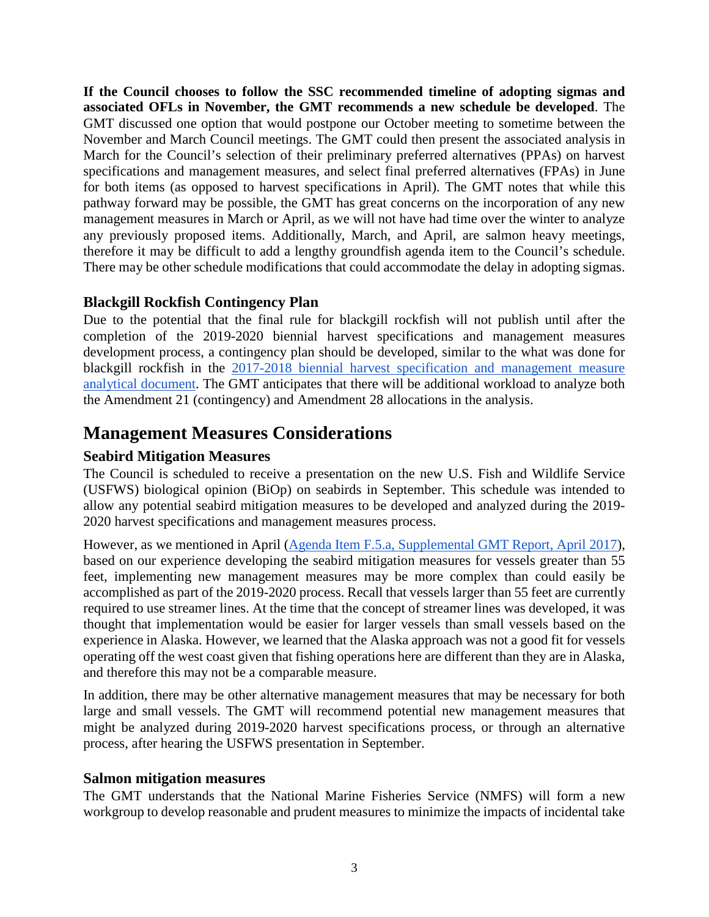**If the Council chooses to follow the SSC recommended timeline of adopting sigmas and associated OFLs in November, the GMT recommends a new schedule be developed**. The GMT discussed one option that would postpone our October meeting to sometime between the November and March Council meetings. The GMT could then present the associated analysis in March for the Council's selection of their preliminary preferred alternatives (PPAs) on harvest specifications and management measures, and select final preferred alternatives (FPAs) in June for both items (as opposed to harvest specifications in April). The GMT notes that while this pathway forward may be possible, the GMT has great concerns on the incorporation of any new management measures in March or April, as we will not have had time over the winter to analyze any previously proposed items. Additionally, March, and April, are salmon heavy meetings, therefore it may be difficult to add a lengthy groundfish agenda item to the Council's schedule. There may be other schedule modifications that could accommodate the delay in adopting sigmas.

### Blackgill Rockfish Contingency Plan

Due to the potential that the final rule for blackgill rockfish will not publish until after the completion of the 2019-2020 biennial harvest specifications and management measures development process, a contingency plan should be developed, similar to the what was done for blackgill rockfish in the [2017-2018 biennial harvest specification and management measure analytical document](). The GMT anticipates that there will be additional workload to analyze both the Amendment 21 (contingency) and Amendment 28 allocations in the analysis.

## Management Measures Considerations

### Seabird Mitigation Measures

The Council is scheduled to receive a presentation on the new U.S. Fish and Wildlife Service (USFWS) biological opinion (BiOp) on seabirds in September. This schedule was intended to allow any potential seabird mitigation measures to be developed and analyzed during the 2019-2020 harvest specifications and management measures process.

However, as we mentioned in April ([Agenda Item F.5.a, Supplemental GMT Report, April 2017]()), based on our experience developing the seabird mitigation measures for vessels greater than 55 feet, implementing new management measures may be more complex than could easily be accomplished as part of the 2019-2020 process. Recall that vessels larger than 55 feet are currently required to use streamer lines. At the time that the concept of streamer lines was developed, it was thought that implementation would be easier for larger vessels than small vessels based on the experience in Alaska. However, we learned that the Alaska approach was not a good fit for vessels operating off the west coast given that fishing operations here are different than they are in Alaska, and therefore this may not be a comparable measure.

In addition, there may be other alternative management measures that may be necessary for both large and small vessels. The GMT will recommend potential new management measures that might be analyzed during 2019-2020 harvest specifications process, or through an alternative process, after hearing the USFWS presentation in September.

### Salmon mitigation measures

The GMT understands that the National Marine Fisheries Service (NMFS) will form a new workgroup to develop reasonable and prudent measures to minimize the impacts of incidental take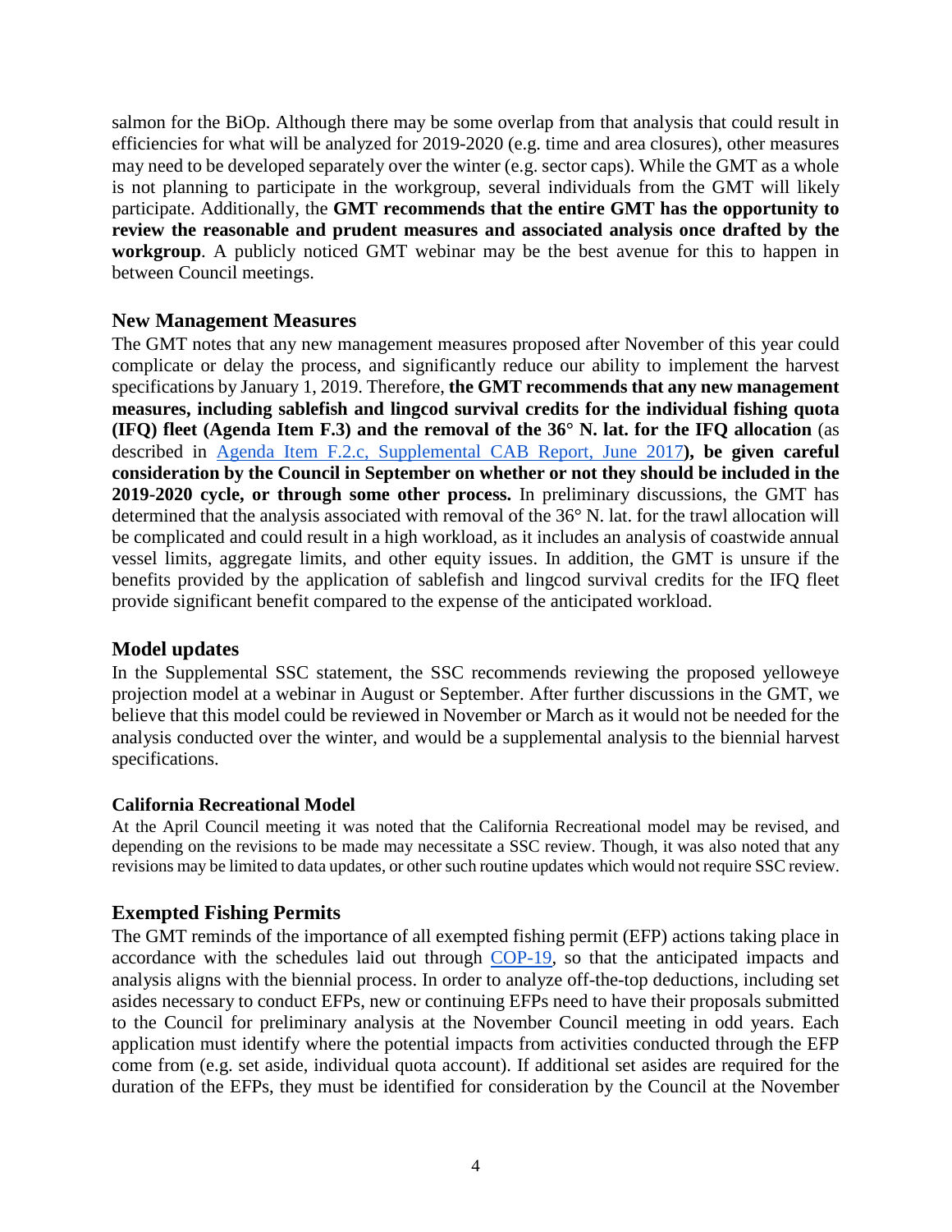salmon for the BiOp. Although there may be some overlap from that analysis that could result in efficiencies for what will be analyzed for 2019-2020 (e.g. time and area closures), other measures may need to be developed separately over the winter (e.g. sector caps). While the GMT as a whole is not planning to participate in the workgroup, several individuals from the GMT will likely participate. Additionally, the **GMT recommends that the entire GMT has the opportunity to review the reasonable and prudent measures and associated analysis once drafted by the workgroup**. A publicly noticed GMT webinar may be the best avenue for this to happen in between Council meetings.

## New Management Measures

The GMT notes that any new management measures proposed after November of this year could complicate or delay the process, and significantly reduce our ability to implement the harvest specifications by January 1, 2019. Therefore, **the GMT recommends that any new management measures, including sablefish and lingcod survival credits for the individual fishing quota (IFQ) fleet (Agenda Item F.3) and the removal of the 36° N. lat. for the IFQ allocation** (as described in Agenda Item F.2.c, Supplemental CAB Report, June 2017**), be given careful consideration by the Council in September on whether or not they should be included in the 2019-2020 cycle, or through some other process.** In preliminary discussions, the GMT has determined that the analysis associated with removal of the 36° N. lat. for the trawl allocation will be complicated and could result in a high workload, as it includes an analysis of coastwide annual vessel limits, aggregate limits, and other equity issues. In addition, the GMT is unsure if the benefits provided by the application of sablefish and lingcod survival credits for the IFQ fleet provide significant benefit compared to the expense of the anticipated workload.

## Model updates

In the Supplemental SSC statement, the SSC recommends reviewing the proposed yelloweye projection model at a webinar in August or September. After further discussions in the GMT, we believe that this model could be reviewed in November or March as it would not be needed for the analysis conducted over the winter, and would be a supplemental analysis to the biennial harvest specifications.

### California Recreational Model

At the April Council meeting it was noted that the California Recreational model may be revised, and depending on the revisions to be made may necessitate a SSC review. Though, it was also noted that any revisions may be limited to data updates, or other such routine updates which would not require SSC review.

## Exempted Fishing Permits

The GMT reminds of the importance of all exempted fishing permit (EFP) actions taking place in accordance with the schedules laid out through COP-19, so that the anticipated impacts and analysis aligns with the biennial process. In order to analyze off-the-top deductions, including set asides necessary to conduct EFPs, new or continuing EFPs need to have their proposals submitted to the Council for preliminary analysis at the November Council meeting in odd years. Each application must identify where the potential impacts from activities conducted through the EFP come from (e.g. set aside, individual quota account). If additional set asides are required for the duration of the EFPs, they must be identified for consideration by the Council at the November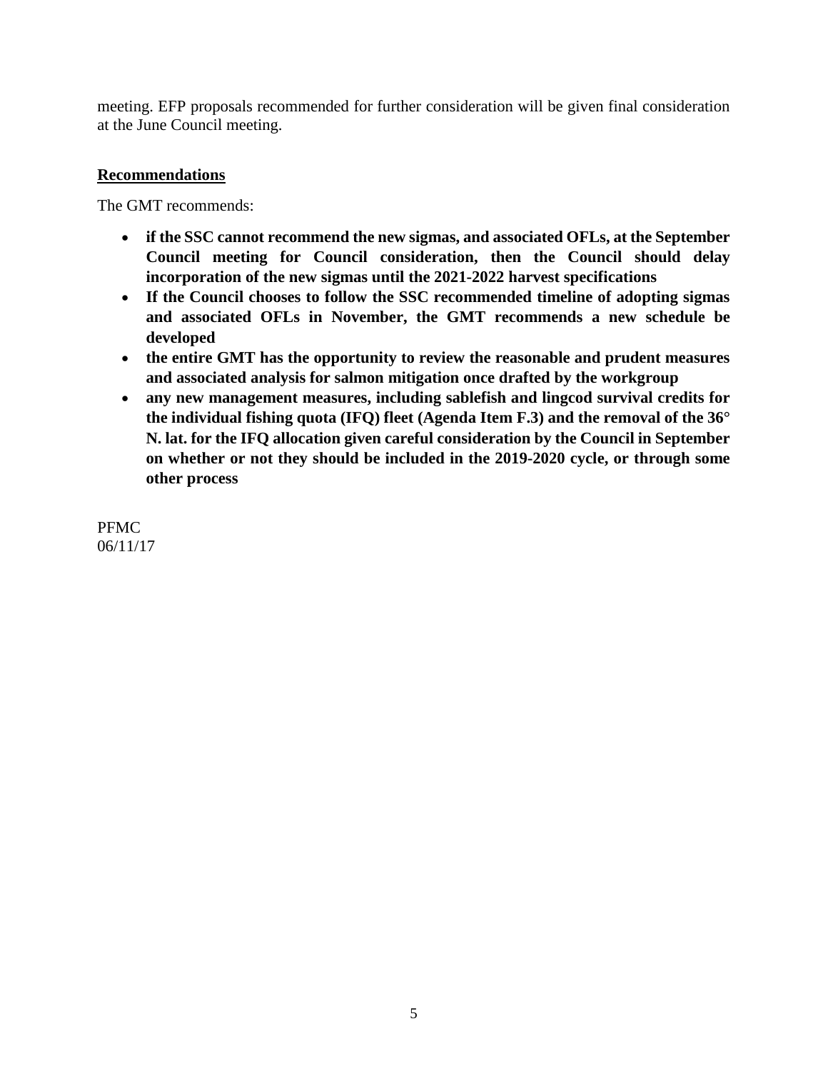meeting. EFP proposals recommended for further consideration will be given final consideration at the June Council meeting.

## Recommendations

The GMT recommends:

- **if the SSC cannot recommend the new sigmas, and associated OFLs, at the September Council meeting for Council consideration, then the Council should delay incorporation of the new sigmas until the 2021-2022 harvest specifications**
- **If the Council chooses to follow the SSC recommended timeline of adopting sigmas and associated OFLs in November, the GMT recommends a new schedule be developed**
- **the entire GMT has the opportunity to review the reasonable and prudent measures and associated analysis for salmon mitigation once drafted by the workgroup**
- **any new management measures, including sablefish and lingcod survival credits for the individual fishing quota (IFQ) fleet (Agenda Item F.3) and the removal of the 36° N. lat. for the IFQ allocation given careful consideration by the Council in September on whether or not they should be included in the 2019-2020 cycle, or through some other process**

PFMC
06/11/17